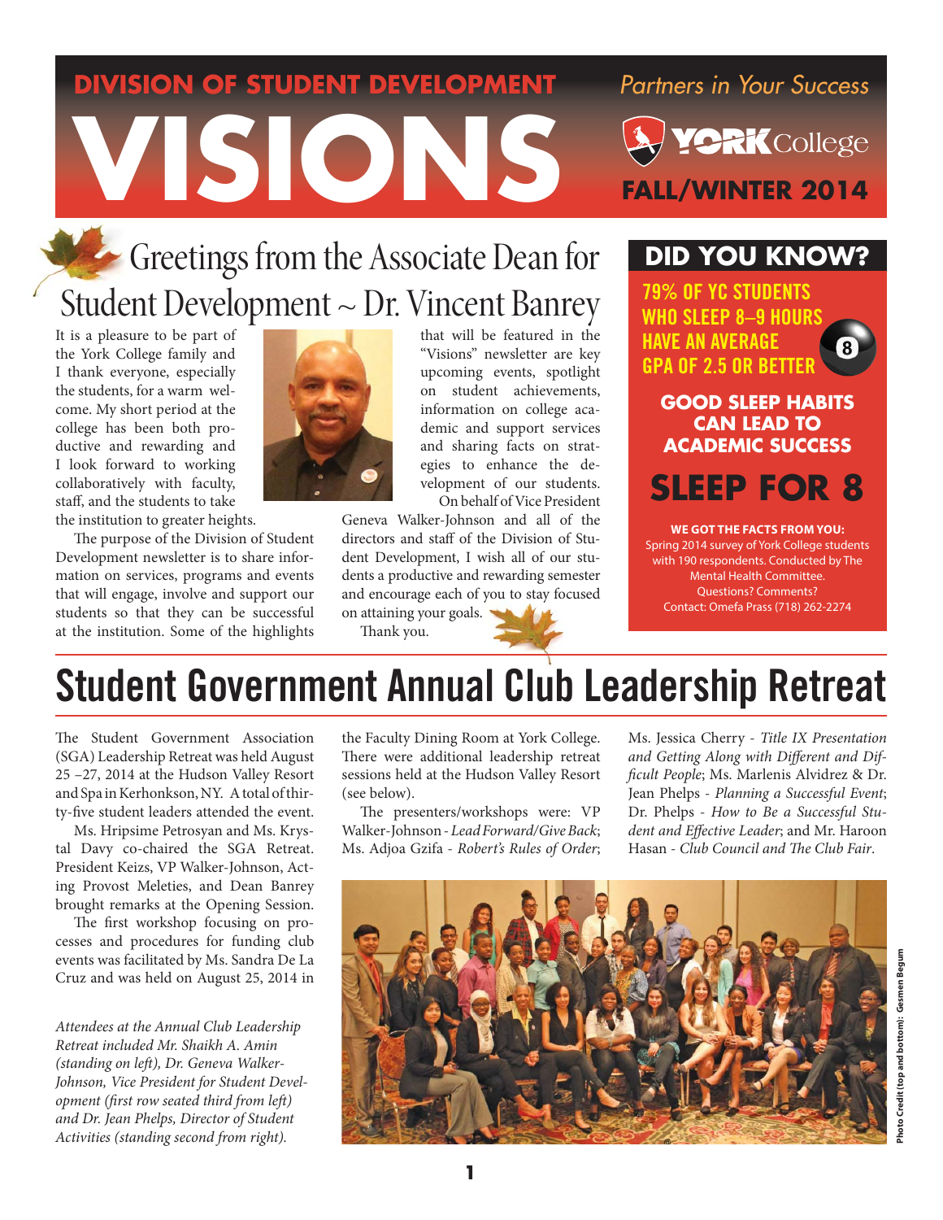# DIVISION OF STUDENT DEVELOPMENT

# VISIONS

*Partners in Your Success*

YORK College

**FALL/WINTER 2014**

## Greetings from the Associate Dean for Student Development ~ Dr. Vincent Banrey

It is a pleasure to be part of the York College family and I thank everyone, especially the students, for a warm welcome. My short period at the college has been both productive and rewarding and I look forward to working collaboratively with faculty, staff, and the students to take the institution to greater heights.

The purpose of the Division of Student Development newsletter is to share information on services, programs and events that will engage, involve and support our students so that they can be successful at the institution. Some of the highlights that will be featured in the "Visions" newsletter are key upcoming events, spotlight on student achievements, information on college academic and support services and sharing facts on strategies to enhance the development of our students.

On behalf of Vice President Geneva Walker-Johnson and all of the directors and staff of the Division of Student Development, I wish all of our students a productive and rewarding semester and encourage each of you to stay focused on attaining your goals.

Thank you.

## DID YOU KNOW?

**79% OF YC STUDENTS WHO SLEEP 8–9 HOURS HAVE AN AVERAGE GPA OF 2.5 OR BETTER**

**GOOD SLEEP HABITS CAN LEAD TO ACADEMIC SUCCESS**

**SLEEP FOR 8**

**WE GOT THE FACTS FROM YOU:**
Spring 2014 survey of York College students with 190 respondents. Conducted by The Mental Health Committee.
Questions? Comments?
Contact: Omefa Prass (718) 262-2274

# Student Government Annual Club Leadership Retreat

The Student Government Association (SGA) Leadership Retreat was held August 25 –27, 2014 at the Hudson Valley Resort and Spa in Kerhonkson, NY. A total of thirty-five student leaders attended the event.

Ms. Hripsime Petrosyan and Ms. Krystal Davy co-chaired the SGA Retreat. President Keizs, VP Walker-Johnson, Acting Provost Meleties, and Dean Banrey brought remarks at the Opening Session.

The first workshop focusing on processes and procedures for funding club events was facilitated by Ms. Sandra De La Cruz and was held on August 25, 2014 in the Faculty Dining Room at York College. There were additional leadership retreat sessions held at the Hudson Valley Resort (see below).

The presenters/workshops were: VP Walker-Johnson - *Lead Forward/Give Back*; Ms. Adjoa Gzifa - *Robert's Rules of Order*; Ms. Jessica Cherry - *Title IX Presentation and Getting Along with Different and Difficult People*; Ms. Marlenis Alvidrez & Dr. Jean Phelps - *Planning a Successful Event*; Dr. Phelps - *How to Be a Successful Student and Effective Leader*; and Mr. Haroon Hasan - *Club Council and The Club Fair*.

*Attendees at the Annual Club Leadership Retreat included Mr. Shaikh A. Amin (standing on left), Dr. Geneva Walker-Johnson, Vice President for Student Development (first row seated third from left) and Dr. Jean Phelps, Director of Student Activities (standing second from right).*

Photo Credit (top and bottom): Gesmen Begum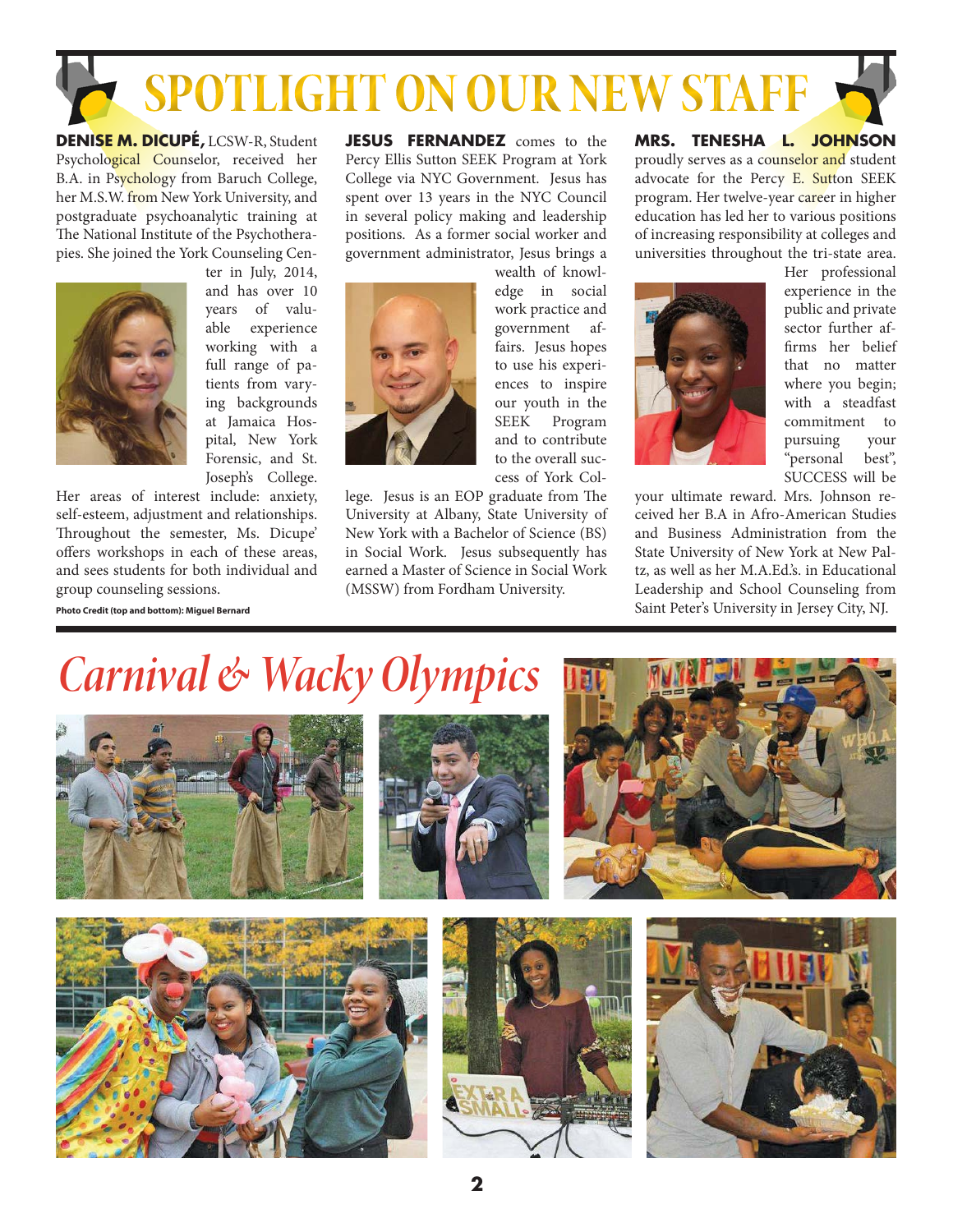# SPOTLIGHT ON OUR NEW STAFF

**DENISE M. DICUPÉ,** LCSW-R, Student Psychological Counselor, received her B.A. in Psychology from Baruch College, her M.S.W. from New York University, and postgraduate psychoanalytic training at The National Institute of the Psychotherapies. She joined the York Counseling Center in July, 2014, and has over 10 years of valuable experience working with a full range of patients from varying backgrounds at Jamaica Hospital, New York Forensic, and St. Joseph's College. Her areas of interest include: anxiety, self-esteem, adjustment and relationships. Throughout the semester, Ms. Dicupe' offers workshops in each of these areas, and sees students for both individual and group counseling sessions.

**Photo Credit (top and bottom): Miguel Bernard**

**JESUS FERNANDEZ** comes to the Percy Ellis Sutton SEEK Program at York College via NYC Government. Jesus has spent over 13 years in the NYC Council in several policy making and leadership positions. As a former social worker and government administrator, Jesus brings a wealth of knowledge in social work practice and government affairs. Jesus hopes to use his experiences to inspire our youth in the SEEK Program and to contribute to the overall success of York College. Jesus is an EOP graduate from The University at Albany, State University of New York with a Bachelor of Science (BS) in Social Work. Jesus subsequently has earned a Master of Science in Social Work (MSSW) from Fordham University.

**MRS. TENESHA L. JOHNSON** proudly serves as a counselor and student advocate for the Percy E. Sutton SEEK program. Her twelve-year career in higher education has led her to various positions of increasing responsibility at colleges and universities throughout the tri-state area. Her professional experience in the public and private sector further affirms her belief that no matter where you begin; with a steadfast commitment to pursuing your "personal best", SUCCESS will be your ultimate reward. Mrs. Johnson received her B.A in Afro-American Studies and Business Administration from the State University of New York at New Paltz, as well as her M.A.Ed.'s. in Educational Leadership and School Counseling from Saint Peter's University in Jersey City, NJ.

# *Carnival & Wacky Olympics*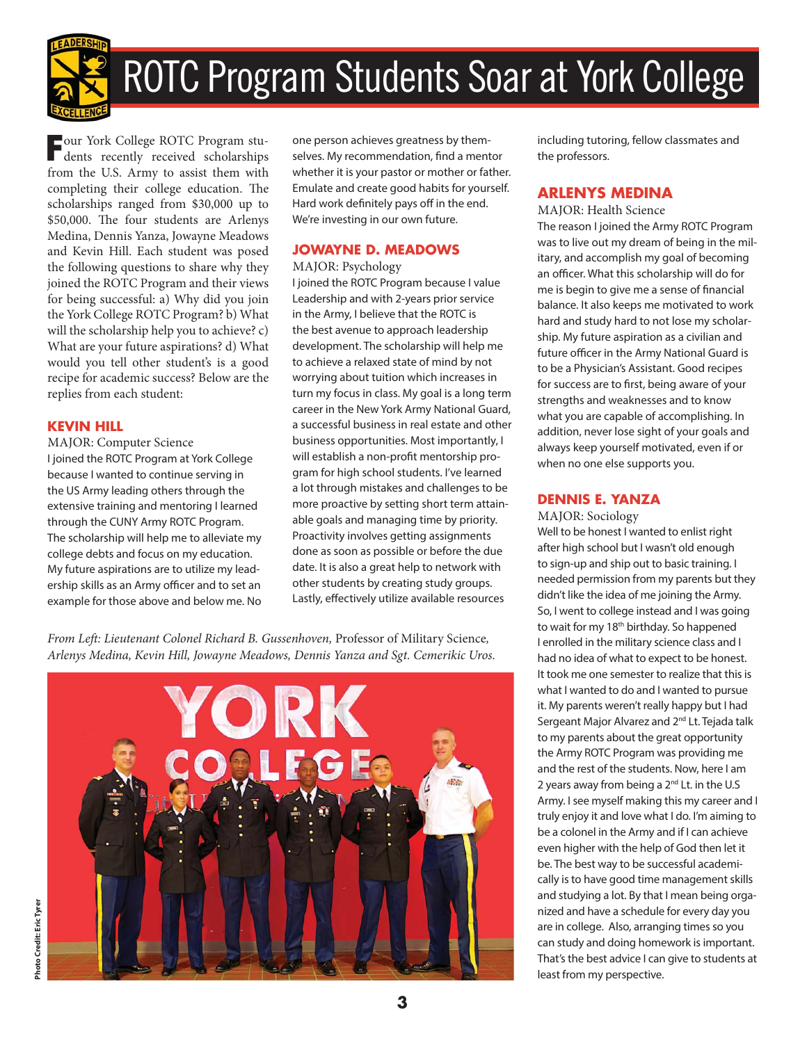# ROTC Program Students Soar at York College

Four York College ROTC Program students recently received scholarships from the U.S. Army to assist them with completing their college education. The scholarships ranged from $30,000 up to $50,000. The four students are Arlenys Medina, Dennis Yanza, Jowayne Meadows and Kevin Hill. Each student was posed the following questions to share why they joined the ROTC Program and their views for being successful: a) Why did you join the York College ROTC Program? b) What will the scholarship help you to achieve? c) What are your future aspirations? d) What would you tell other student's is a good recipe for academic success? Below are the replies from each student:

## KEVIN HILL

MAJOR: Computer Science

I joined the ROTC Program at York College because I wanted to continue serving in the US Army leading others through the extensive training and mentoring I learned through the CUNY Army ROTC Program. The scholarship will help me to alleviate my college debts and focus on my education. My future aspirations are to utilize my leadership skills as an Army officer and to set an example for those above and below me. No one person achieves greatness by themselves. My recommendation, find a mentor whether it is your pastor or mother or father. Emulate and create good habits for yourself. Hard work definitely pays off in the end. We're investing in our own future.

## JOWAYNE D. MEADOWS

MAJOR: Psychology

I joined the ROTC Program because I value Leadership and with 2-years prior service in the Army, I believe that the ROTC is the best avenue to approach leadership development. The scholarship will help me to achieve a relaxed state of mind by not worrying about tuition which increases in turn my focus in class. My goal is a long term career in the New York Army National Guard, a successful business in real estate and other business opportunities. Most importantly, I will establish a non-profit mentorship program for high school students. I've learned a lot through mistakes and challenges to be more proactive by setting short term attainable goals and managing time by priority. Proactivity involves getting assignments done as soon as possible or before the due date. It is also a great help to network with other students by creating study groups. Lastly, effectively utilize available resources including tutoring, fellow classmates and the professors.

## ARLENYS MEDINA

MAJOR: Health Science

The reason I joined the Army ROTC Program was to live out my dream of being in the military, and accomplish my goal of becoming an officer. What this scholarship will do for me is begin to give me a sense of financial balance. It also keeps me motivated to work hard and study hard to not lose my scholarship. My future aspiration as a civilian and future officer in the Army National Guard is to be a Physician's Assistant. Good recipes for success are to first, being aware of your strengths and weaknesses and to know what you are capable of accomplishing. In addition, never lose sight of your goals and always keep yourself motivated, even if or when no one else supports you.

## DENNIS E. YANZA

MAJOR: Sociology

Well to be honest I wanted to enlist right after high school but I wasn't old enough to sign-up and ship out to basic training. I needed permission from my parents but they didn't like the idea of me joining the Army. So, I went to college instead and I was going to wait for my 18th birthday. So happened I enrolled in the military science class and I had no idea of what to expect to be honest. It took me one semester to realize that this is what I wanted to do and I wanted to pursue it. My parents weren't really happy but I had Sergeant Major Alvarez and 2nd Lt. Tejada talk to my parents about the great opportunity the Army ROTC Program was providing me and the rest of the students. Now, here I am 2 years away from being a 2nd Lt. in the U.S Army. I see myself making this my career and I truly enjoy it and love what I do. I'm aiming to be a colonel in the Army and if I can achieve even higher with the help of God then let it be. The best way to be successful academically is to have good time management skills and studying a lot. By that I mean being organized and have a schedule for every day you are in college. Also, arranging times so you can study and doing homework is important. That's the best advice I can give to students at least from my perspective.

*From Left: Lieutenant Colonel Richard B. Gussenhoven,* Professor of Military Science, *Arlenys Medina, Kevin Hill, Jowayne Meadows, Dennis Yanza and Sgt. Cemerikic Uros.*

Photo Credit: Eric Tyrer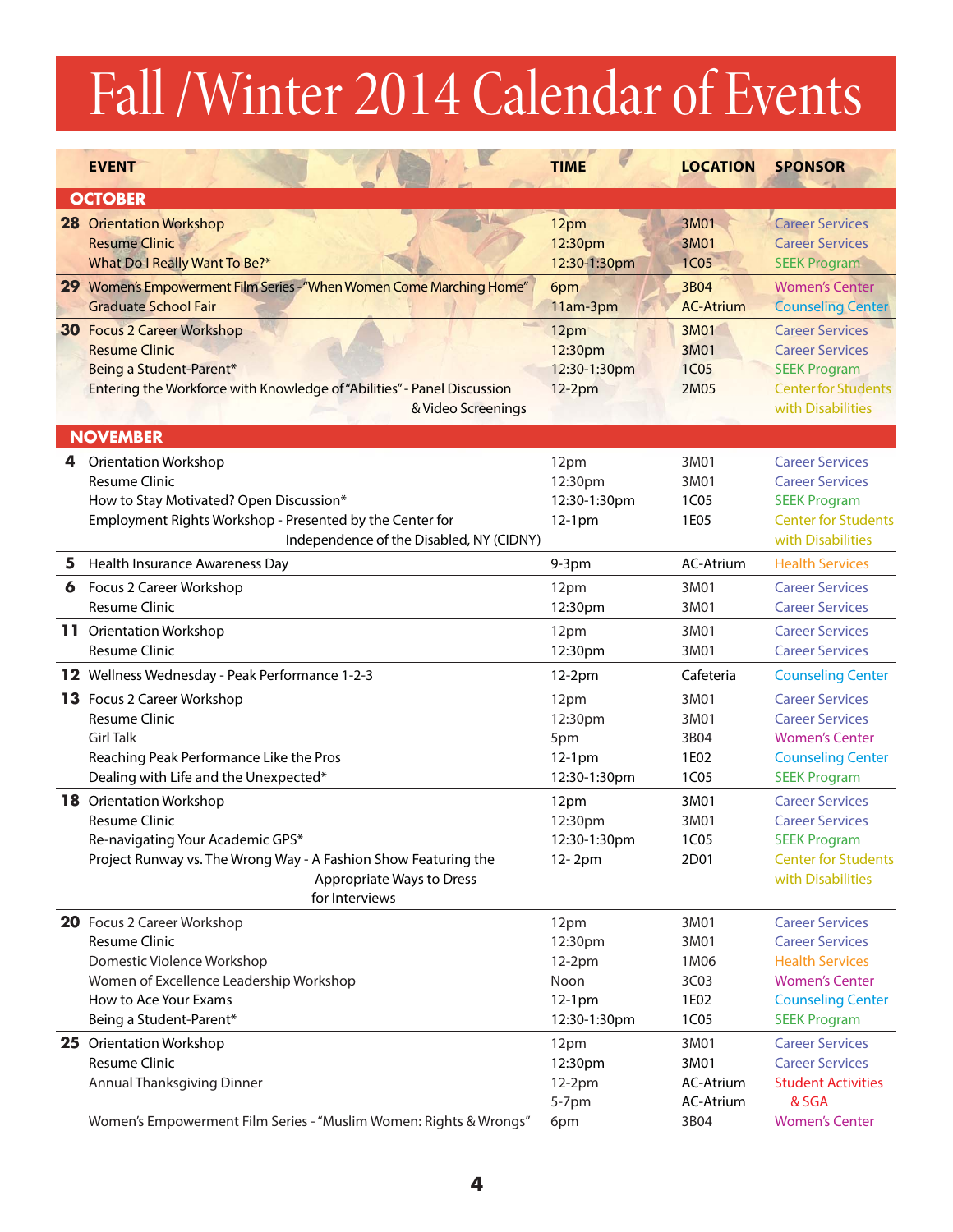# Fall / Winter 2014 Calendar of Events

| | EVENT | TIME | LOCATION | SPONSOR |
|---|---|---|---|---|
| **OCTOBER** | | | | |
| **28** | Orientation Workshop | 12pm | 3M01 | Career Services |
| | Resume Clinic | 12:30pm | 3M01 | Career Services |
| | What Do I Really Want To Be?* | 12:30-1:30pm | 1C05 | SEEK Program |
| **29** | Women's Empowerment Film Series - "When Women Come Marching Home" | 6pm | 3B04 | Women's Center |
| | Graduate School Fair | 11am-3pm | AC-Atrium | Counseling Center |
| **30** | Focus 2 Career Workshop | 12pm | 3M01 | Career Services |
| | Resume Clinic | 12:30pm | 3M01 | Career Services |
| | Being a Student-Parent* | 12:30-1:30pm | 1C05 | SEEK Program |
| | Entering the Workforce with Knowledge of "Abilities" - Panel Discussion & Video Screenings | 12-2pm | 2M05 | Center for Students with Disabilities |
| **NOVEMBER** | | | | |
| **4** | Orientation Workshop | 12pm | 3M01 | Career Services |
| | Resume Clinic | 12:30pm | 3M01 | Career Services |
| | How to Stay Motivated? Open Discussion* | 12:30-1:30pm | 1C05 | SEEK Program |
| | Employment Rights Workshop - Presented by the Center for Independence of the Disabled, NY (CIDNY) | 12-1pm | 1E05 | Center for Students with Disabilities |
| **5** | Health Insurance Awareness Day | 9-3pm | AC-Atrium | Health Services |
| **6** | Focus 2 Career Workshop | 12pm | 3M01 | Career Services |
| | Resume Clinic | 12:30pm | 3M01 | Career Services |
| **11** | Orientation Workshop | 12pm | 3M01 | Career Services |
| | Resume Clinic | 12:30pm | 3M01 | Career Services |
| **12** | Wellness Wednesday - Peak Performance 1-2-3 | 12-2pm | Cafeteria | Counseling Center |
| **13** | Focus 2 Career Workshop | 12pm | 3M01 | Career Services |
| | Resume Clinic | 12:30pm | 3M01 | Career Services |
| | Girl Talk | 5pm | 3B04 | Women's Center |
| | Reaching Peak Performance Like the Pros | 12-1pm | 1E02 | Counseling Center |
| | Dealing with Life and the Unexpected* | 12:30-1:30pm | 1C05 | SEEK Program |
| **18** | Orientation Workshop | 12pm | 3M01 | Career Services |
| | Resume Clinic | 12:30pm | 3M01 | Career Services |
| | Re-navigating Your Academic GPS* | 12:30-1:30pm | 1C05 | SEEK Program |
| | Project Runway vs. The Wrong Way - A Fashion Show Featuring the Appropriate Ways to Dress for Interviews | 12- 2pm | 2D01 | Center for Students with Disabilities |
| **20** | Focus 2 Career Workshop | 12pm | 3M01 | Career Services |
| | Resume Clinic | 12:30pm | 3M01 | Career Services |
| | Domestic Violence Workshop | 12-2pm | 1M06 | Health Services |
| | Women of Excellence Leadership Workshop | Noon | 3C03 | Women's Center |
| | How to Ace Your Exams | 12-1pm | 1E02 | Counseling Center |
| | Being a Student-Parent* | 12:30-1:30pm | 1C05 | SEEK Program |
| **25** | Orientation Workshop | 12pm | 3M01 | Career Services |
| | Resume Clinic | 12:30pm | 3M01 | Career Services |
| | Annual Thanksgiving Dinner | 12-2pm<br>5-7pm | AC-Atrium<br>AC-Atrium | Student Activities & SGA |
| | Women's Empowerment Film Series - "Muslim Women: Rights & Wrongs" | 6pm | 3B04 | Women's Center |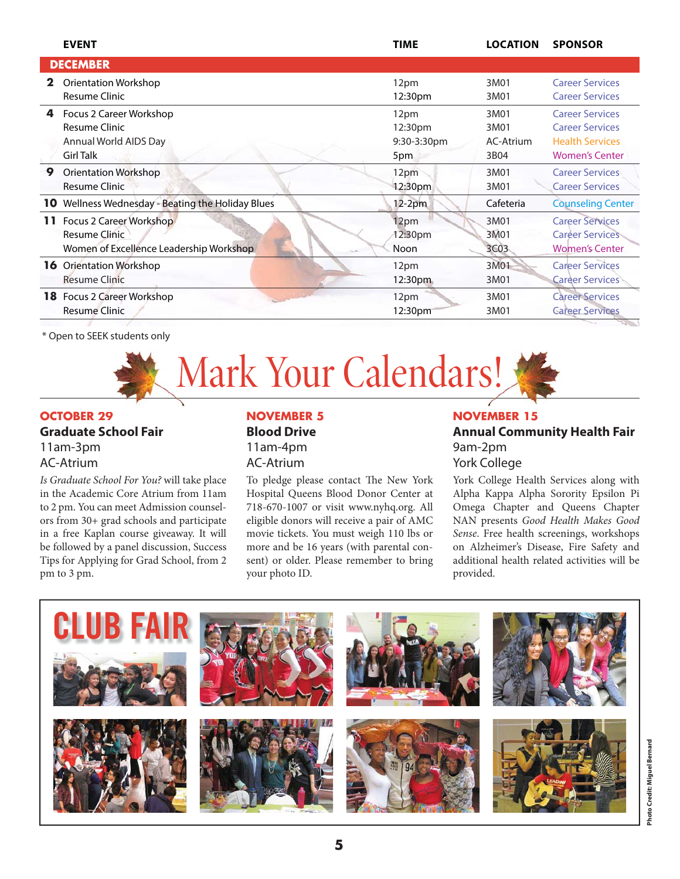| | EVENT | TIME | LOCATION | SPONSOR |
|---|---|---|---|---|
| **DECEMBER** | | | | |
| **2** | Orientation Workshop | 12pm | 3M01 | Career Services |
| | Resume Clinic | 12:30pm | 3M01 | Career Services |
| **4** | Focus 2 Career Workshop | 12pm | 3M01 | Career Services |
| | Resume Clinic | 12:30pm | 3M01 | Career Services |
| | Annual World AIDS Day | 9:30-3:30pm | AC-Atrium | Health Services |
| | Girl Talk | 5pm | 3B04 | Women's Center |
| **9** | Orientation Workshop | 12pm | 3M01 | Career Services |
| | Resume Clinic | 12:30pm | 3M01 | Career Services |
| **10** | Wellness Wednesday - Beating the Holiday Blues | 12-2pm | Cafeteria | Counseling Center |
| **11** | Focus 2 Career Workshop | 12pm | 3M01 | Career Services |
| | Resume Clinic | 12:30pm | 3M01 | Career Services |
| | Women of Excellence Leadership Workshop | Noon | 3C03 | Women's Center |
| **16** | Orientation Workshop | 12pm | 3M01 | Career Services |
| | Resume Clinic | 12:30pm | 3M01 | Career Services |
| **18** | Focus 2 Career Workshop | 12pm | 3M01 | Career Services |
| | Resume Clinic | 12:30pm | 3M01 | Career Services |

* Open to SEEK students only

# Mark Your Calendars!

## OCTOBER 29

### Graduate School Fair

11am-3pm
AC-Atrium

*Is Graduate School For You?* will take place in the Academic Core Atrium from 11am to 2 pm. You can meet Admission counselors from 30+ grad schools and participate in a free Kaplan course giveaway. It will be followed by a panel discussion, Success Tips for Applying for Grad School, from 2 pm to 3 pm.

## NOVEMBER 5

### Blood Drive

11am-4pm
AC-Atrium

To pledge please contact The New York Hospital Queens Blood Donor Center at 718-670-1007 or visit www.nyhq.org. All eligible donors will receive a pair of AMC movie tickets. You must weigh 110 lbs or more and be 16 years (with parental consent) or older. Please remember to bring your photo ID.

## NOVEMBER 15

### Annual Community Health Fair

9am-2pm
York College

York College Health Services along with Alpha Kappa Alpha Sorority Epsilon Pi Omega Chapter and Queens Chapter NAN presents *Good Health Makes Good Sense*. Free health screenings, workshops on Alzheimer's Disease, Fire Safety and additional health related activities will be provided.

# CLUB FAIR

Photo Credit: Miguel Bernard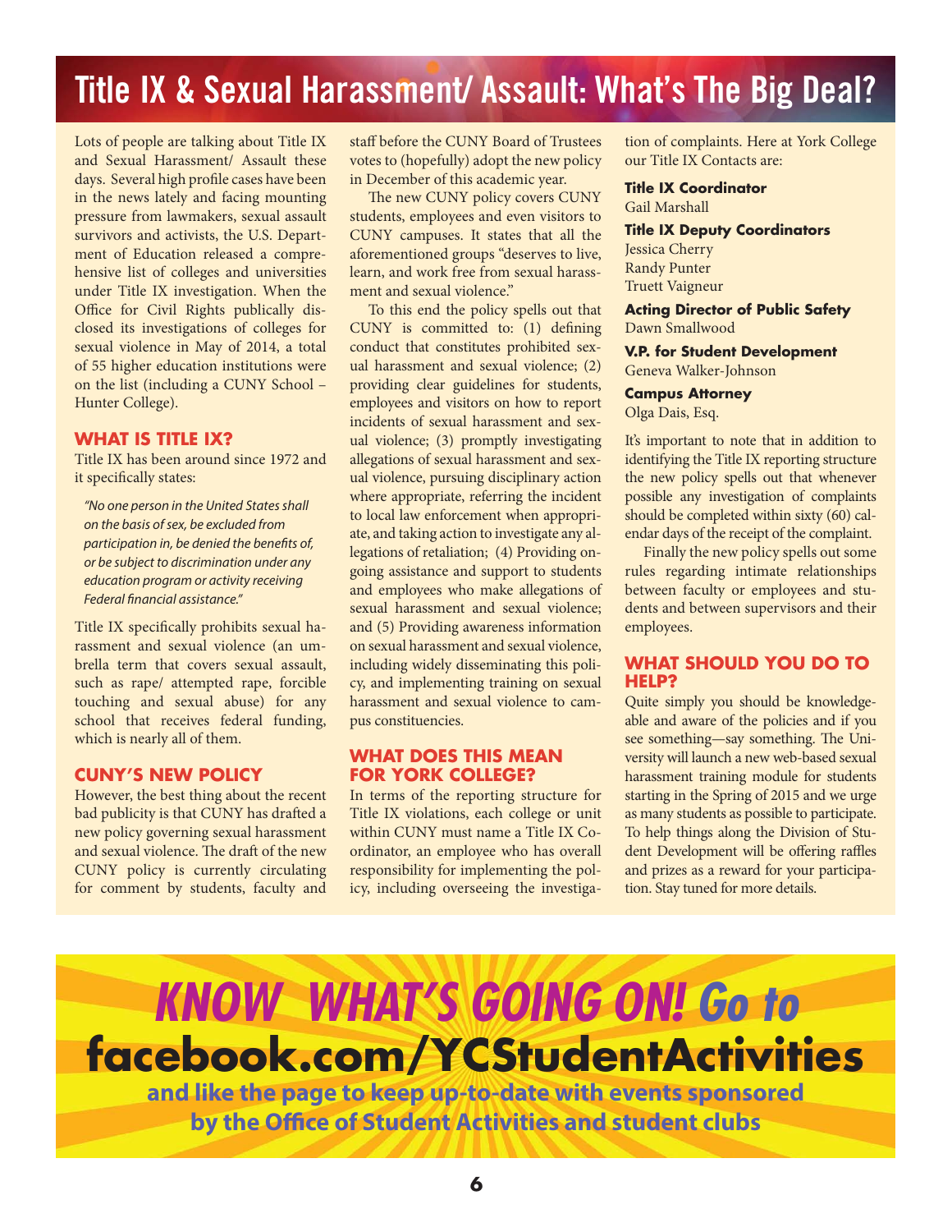# Title IX & Sexual Harassment/ Assault: What's The Big Deal?

Lots of people are talking about Title IX and Sexual Harassment/ Assault these days. Several high profile cases have been in the news lately and facing mounting pressure from lawmakers, sexual assault survivors and activists, the U.S. Department of Education released a comprehensive list of colleges and universities under Title IX investigation. When the Office for Civil Rights publically disclosed its investigations of colleges for sexual violence in May of 2014, a total of 55 higher education institutions were on the list (including a CUNY School – Hunter College).

## WHAT IS TITLE IX?

Title IX has been around since 1972 and it specifically states:

> *"No one person in the United States shall on the basis of sex, be excluded from participation in, be denied the benefits of, or be subject to discrimination under any education program or activity receiving Federal financial assistance."*

Title IX specifically prohibits sexual harassment and sexual violence (an umbrella term that covers sexual assault, such as rape/ attempted rape, forcible touching and sexual abuse) for any school that receives federal funding, which is nearly all of them.

## CUNY'S NEW POLICY

However, the best thing about the recent bad publicity is that CUNY has drafted a new policy governing sexual harassment and sexual violence. The draft of the new CUNY policy is currently circulating for comment by students, faculty and staff before the CUNY Board of Trustees votes to (hopefully) adopt the new policy in December of this academic year.

The new CUNY policy covers CUNY students, employees and even visitors to CUNY campuses. It states that all the aforementioned groups "deserves to live, learn, and work free from sexual harassment and sexual violence."

To this end the policy spells out that CUNY is committed to: (1) defining conduct that constitutes prohibited sexual harassment and sexual violence; (2) providing clear guidelines for students, employees and visitors on how to report incidents of sexual harassment and sexual violence; (3) promptly investigating allegations of sexual harassment and sexual violence, pursuing disciplinary action where appropriate, referring the incident to local law enforcement when appropriate, and taking action to investigate any allegations of retaliation; (4) Providing ongoing assistance and support to students and employees who make allegations of sexual harassment and sexual violence; and (5) Providing awareness information on sexual harassment and sexual violence, including widely disseminating this policy, and implementing training on sexual harassment and sexual violence to campus constituencies.

## WHAT DOES THIS MEAN FOR YORK COLLEGE?

In terms of the reporting structure for Title IX violations, each college or unit within CUNY must name a Title IX Coordinator, an employee who has overall responsibility for implementing the policy, including overseeing the investigation of complaints. Here at York College our Title IX Contacts are:

**Title IX Coordinator**
Gail Marshall

**Title IX Deputy Coordinators**
Jessica Cherry
Randy Punter
Truett Vaigneur

**Acting Director of Public Safety**
Dawn Smallwood

**V.P. for Student Development**
Geneva Walker-Johnson

**Campus Attorney**
Olga Dais, Esq.

It's important to note that in addition to identifying the Title IX reporting structure the new policy spells out that whenever possible any investigation of complaints should be completed within sixty (60) calendar days of the receipt of the complaint.

Finally the new policy spells out some rules regarding intimate relationships between faculty or employees and students and between supervisors and their employees.

## WHAT SHOULD YOU DO TO HELP?

Quite simply you should be knowledgeable and aware of the policies and if you see something—say something. The University will launch a new web-based sexual harassment training module for students starting in the Spring of 2015 and we urge as many students as possible to participate. To help things along the Division of Student Development will be offering raffles and prizes as a reward for your participation. Stay tuned for more details.

---

***KNOW WHAT'S GOING ON! Go to***
**facebook.com/YCStudentActivities**
**and like the page to keep up-to-date with events sponsored by the Office of Student Activities and student clubs**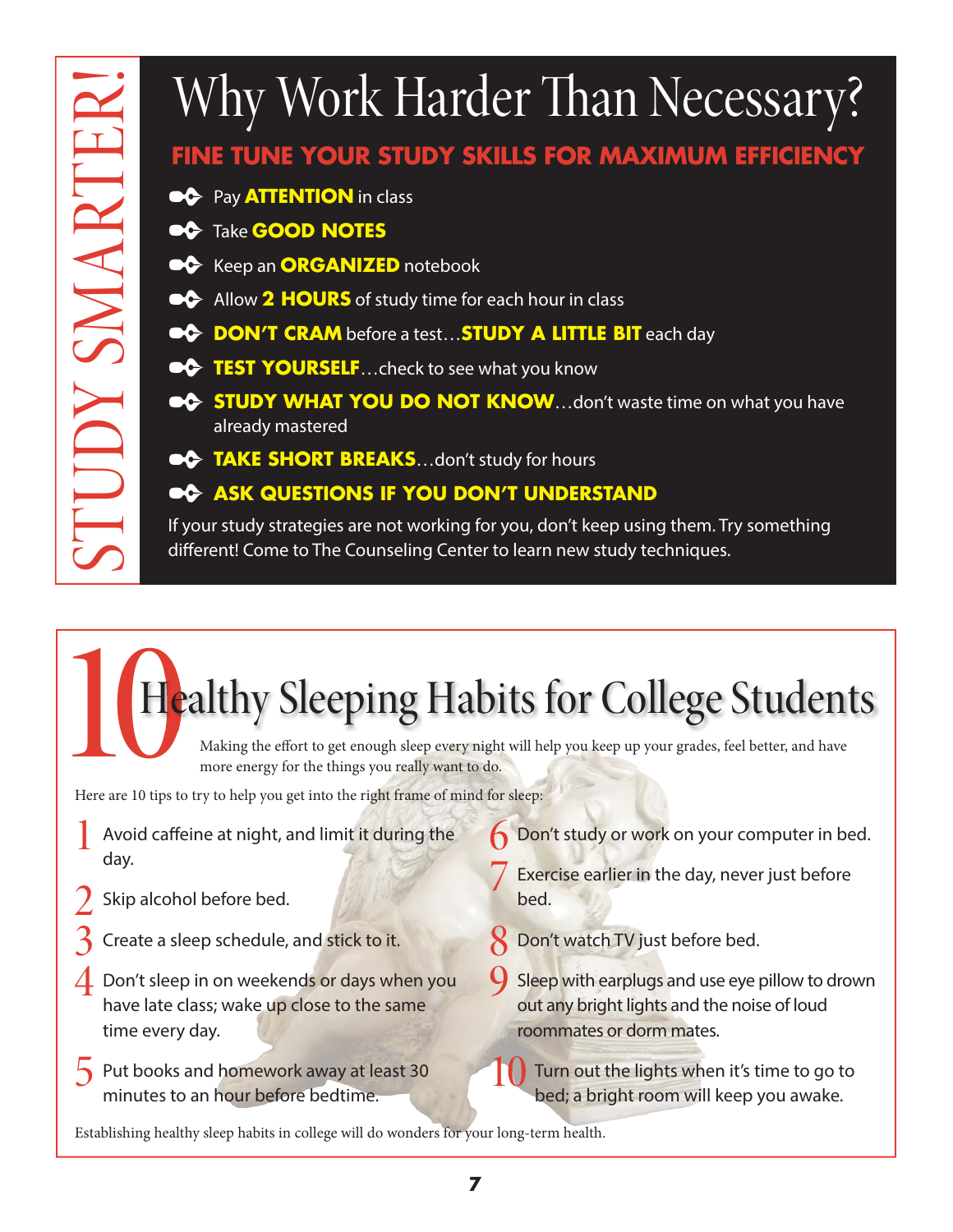# STUDY SMARTER!

## Why Work Harder Than Necessary?

### FINE TUNE YOUR STUDY SKILLS FOR MAXIMUM EFFICIENCY

- Pay **ATTENTION** in class
- Take **GOOD NOTES**
- Keep an **ORGANIZED** notebook
- Allow **2 HOURS** of study time for each hour in class
- **DON'T CRAM** before a test…**STUDY A LITTLE BIT** each day
- **TEST YOURSELF**…check to see what you know
- **STUDY WHAT YOU DO NOT KNOW**…don't waste time on what you have already mastered
- **TAKE SHORT BREAKS**…don't study for hours
- **ASK QUESTIONS IF YOU DON'T UNDERSTAND**

If your study strategies are not working for you, don't keep using them. Try something different! Come to The Counseling Center to learn new study techniques.

## 10 Healthy Sleeping Habits for College Students

Making the effort to get enough sleep every night will help you keep up your grades, feel better, and have more energy for the things you really want to do.

Here are 10 tips to try to help you get into the right frame of mind for sleep:

1. Avoid caffeine at night, and limit it during the day.
2. Skip alcohol before bed.
3. Create a sleep schedule, and stick to it.
4. Don't sleep in on weekends or days when you have late class; wake up close to the same time every day.
5. Put books and homework away at least 30 minutes to an hour before bedtime.
6. Don't study or work on your computer in bed.
7. Exercise earlier in the day, never just before bed.
8. Don't watch TV just before bed.
9. Sleep with earplugs and use eye pillow to drown out any bright lights and the noise of loud roommates or dorm mates.
10. Turn out the lights when it's time to go to bed; a bright room will keep you awake.

Establishing healthy sleep habits in college will do wonders for your long-term health.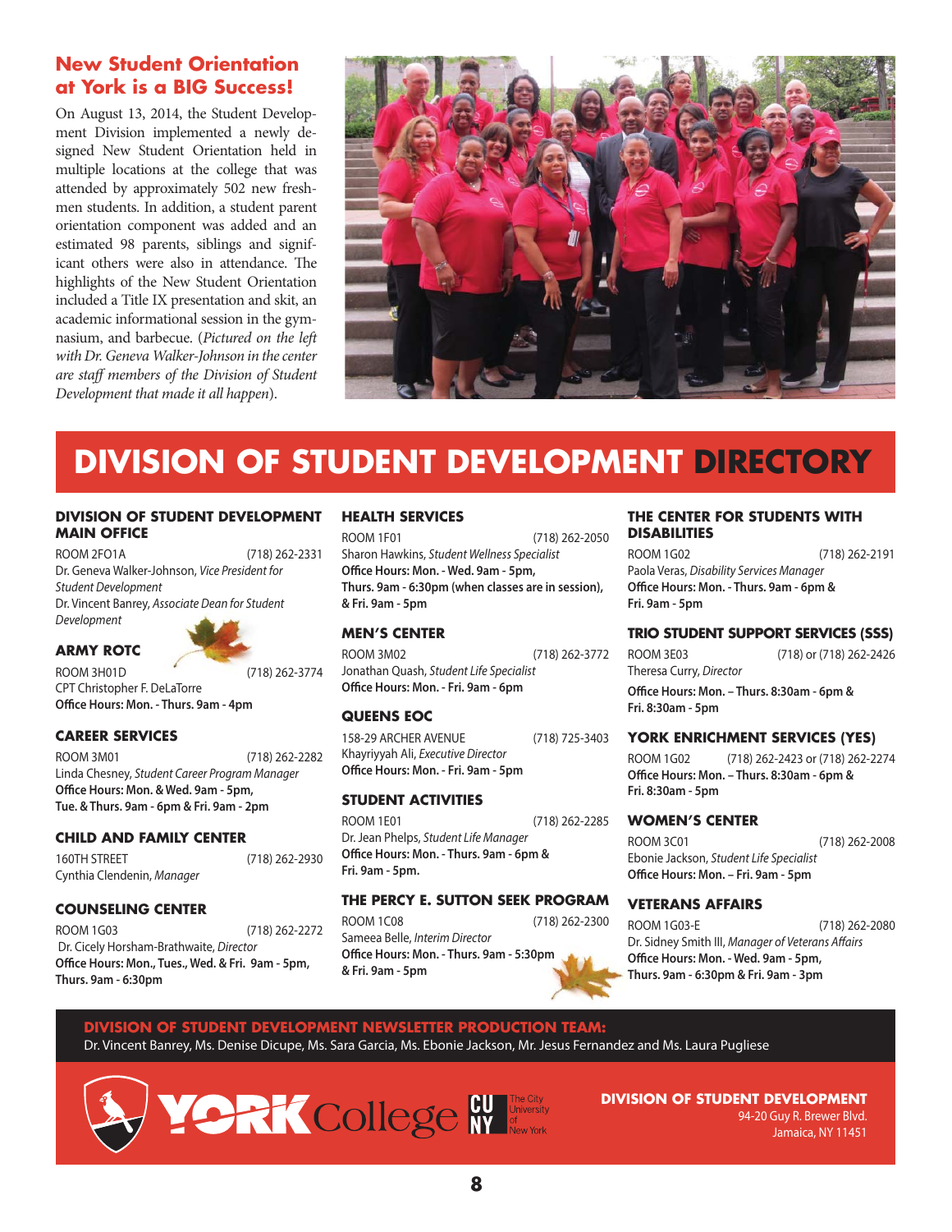## New Student Orientation at York is a BIG Success!

On August 13, 2014, the Student Development Division implemented a newly designed New Student Orientation held in multiple locations at the college that was attended by approximately 502 new freshmen students. In addition, a student parent orientation component was added and an estimated 98 parents, siblings and significant others were also in attendance. The highlights of the New Student Orientation included a Title IX presentation and skit, an academic informational session in the gymnasium, and barbecue. (*Pictured on the left with Dr. Geneva Walker-Johnson in the center are staff members of the Division of Student Development that made it all happen*).

# DIVISION OF STUDENT DEVELOPMENT DIRECTORY

### DIVISION OF STUDENT DEVELOPMENT MAIN OFFICE

ROOM 2FO1A (718) 262-2331
Dr. Geneva Walker-Johnson, *Vice President for Student Development*
Dr. Vincent Banrey, *Associate Dean for Student Development*

### ARMY ROTC

ROOM 3H01D (718) 262-3774
CPT Christopher F. DeLaTorre
**Office Hours: Mon. - Thurs. 9am - 4pm**

### CAREER SERVICES

ROOM 3M01 (718) 262-2282
Linda Chesney, *Student Career Program Manager*
**Office Hours: Mon. & Wed. 9am - 5pm, Tue. & Thurs. 9am - 6pm & Fri. 9am - 2pm**

### CHILD AND FAMILY CENTER

160TH STREET (718) 262-2930
Cynthia Clendenin, *Manager*

### COUNSELING CENTER

ROOM 1G03 (718) 262-2272
Dr. Cicely Horsham-Brathwaite, *Director*
**Office Hours: Mon., Tues., Wed. & Fri. 9am - 5pm, Thurs. 9am - 6:30pm**

### HEALTH SERVICES

ROOM 1F01 (718) 262-2050
Sharon Hawkins, *Student Wellness Specialist*
**Office Hours: Mon. - Wed. 9am - 5pm, Thurs. 9am - 6:30pm (when classes are in session), & Fri. 9am - 5pm**

### MEN'S CENTER

ROOM 3M02 (718) 262-3772
Jonathan Quash, *Student Life Specialist*
**Office Hours: Mon. - Fri. 9am - 6pm**

### QUEENS EOC

158-29 ARCHER AVENUE (718) 725-3403
Khayriyyah Ali, *Executive Director*
**Office Hours: Mon. - Fri. 9am - 5pm**

### STUDENT ACTIVITIES

ROOM 1E01 (718) 262-2285
Dr. Jean Phelps, *Student Life Manager*
**Office Hours: Mon. - Thurs. 9am - 6pm & Fri. 9am - 5pm.**

### THE PERCY E. SUTTON SEEK PROGRAM

ROOM 1C08 (718) 262-2300
Sameea Belle, *Interim Director*
**Office Hours: Mon. - Thurs. 9am - 5:30pm & Fri. 9am - 5pm**

### THE CENTER FOR STUDENTS WITH DISABILITIES

ROOM 1G02 (718) 262-2191
Paola Veras, *Disability Services Manager*
**Office Hours: Mon. - Thurs. 9am - 6pm & Fri. 9am - 5pm**

### TRIO STUDENT SUPPORT SERVICES (SSS)

ROOM 3E03 (718) or (718) 262-2426
Theresa Curry, *Director*
**Office Hours: Mon. – Thurs. 8:30am - 6pm & Fri. 8:30am - 5pm**

### YORK ENRICHMENT SERVICES (YES)

ROOM 1G02 (718) 262-2423 or (718) 262-2274
**Office Hours: Mon. – Thurs. 8:30am - 6pm & Fri. 8:30am - 5pm**

### WOMEN'S CENTER

ROOM 3C01 (718) 262-2008
Ebonie Jackson, *Student Life Specialist*
**Office Hours: Mon. – Fri. 9am - 5pm**

### VETERANS AFFAIRS

ROOM 1G03-E (718) 262-2080
Dr. Sidney Smith III, *Manager of Veterans Affairs*
**Office Hours: Mon. - Wed. 9am - 5pm, Thurs. 9am - 6:30pm & Fri. 9am - 3pm**

**DIVISION OF STUDENT DEVELOPMENT NEWSLETTER PRODUCTION TEAM:**
Dr. Vincent Banrey, Ms. Denise Dicupe, Ms. Sara Garcia, Ms. Ebonie Jackson, Mr. Jesus Fernandez and Ms. Laura Pugliese

YORK College CUNY The City University of New York

**DIVISION OF STUDENT DEVELOPMENT**
94-20 Guy R. Brewer Blvd.
Jamaica, NY 11451